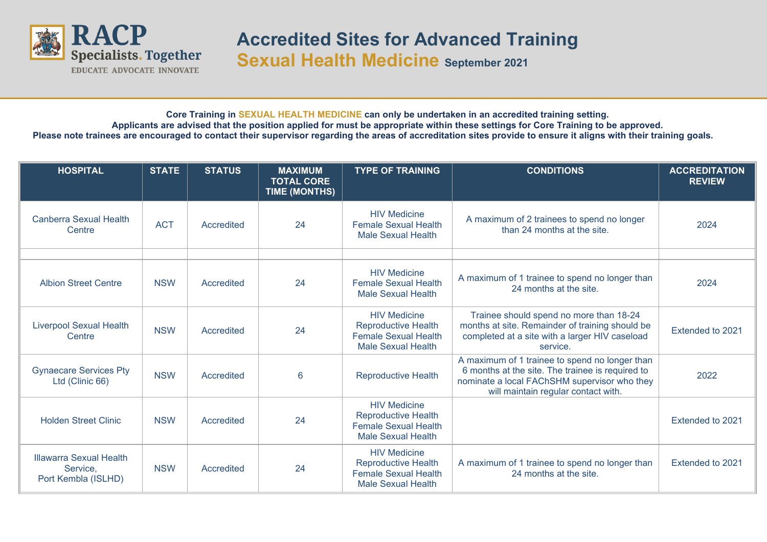RACP Specialists. Together
EDUCATE ADVOCATE INNOVATE

# Accredited Sites for Advanced Training

## Sexual Health Medicine September 2021

**Core Training in SEXUAL HEALTH MEDICINE can only be undertaken in an accredited training setting.**
**Applicants are advised that the position applied for must be appropriate within these settings for Core Training to be approved.**
**Please note trainees are encouraged to contact their supervisor regarding the areas of accreditation sites provide to ensure it aligns with their training goals.**

| HOSPITAL | STATE | STATUS | MAXIMUM TOTAL CORE TIME (MONTHS) | TYPE OF TRAINING | CONDITIONS | ACCREDITATION REVIEW |
|---|---|---|---|---|---|---|
| Canberra Sexual Health Centre | ACT | Accredited | 24 | HIV Medicine<br>Female Sexual Health<br>Male Sexual Health | A maximum of 2 trainees to spend no longer than 24 months at the site. | 2024 |
| | | | | | | |
| Albion Street Centre | NSW | Accredited | 24 | HIV Medicine<br>Female Sexual Health<br>Male Sexual Health | A maximum of 1 trainee to spend no longer than 24 months at the site. | 2024 |
| Liverpool Sexual Health Centre | NSW | Accredited | 24 | HIV Medicine<br>Reproductive Health<br>Female Sexual Health<br>Male Sexual Health | Trainee should spend no more than 18-24 months at site. Remainder of training should be completed at a site with a larger HIV caseload service. | Extended to 2021 |
| Gynaecare Services Pty Ltd (Clinic 66) | NSW | Accredited | 6 | Reproductive Health | A maximum of 1 trainee to spend no longer than 6 months at the site. The trainee is required to nominate a local FAChSHM supervisor who they will maintain regular contact with. | 2022 |
| Holden Street Clinic | NSW | Accredited | 24 | HIV Medicine<br>Reproductive Health<br>Female Sexual Health<br>Male Sexual Health | | Extended to 2021 |
| Illawarra Sexual Health Service, Port Kembla (ISLHD) | NSW | Accredited | 24 | HIV Medicine<br>Reproductive Health<br>Female Sexual Health<br>Male Sexual Health | A maximum of 1 trainee to spend no longer than 24 months at the site. | Extended to 2021 |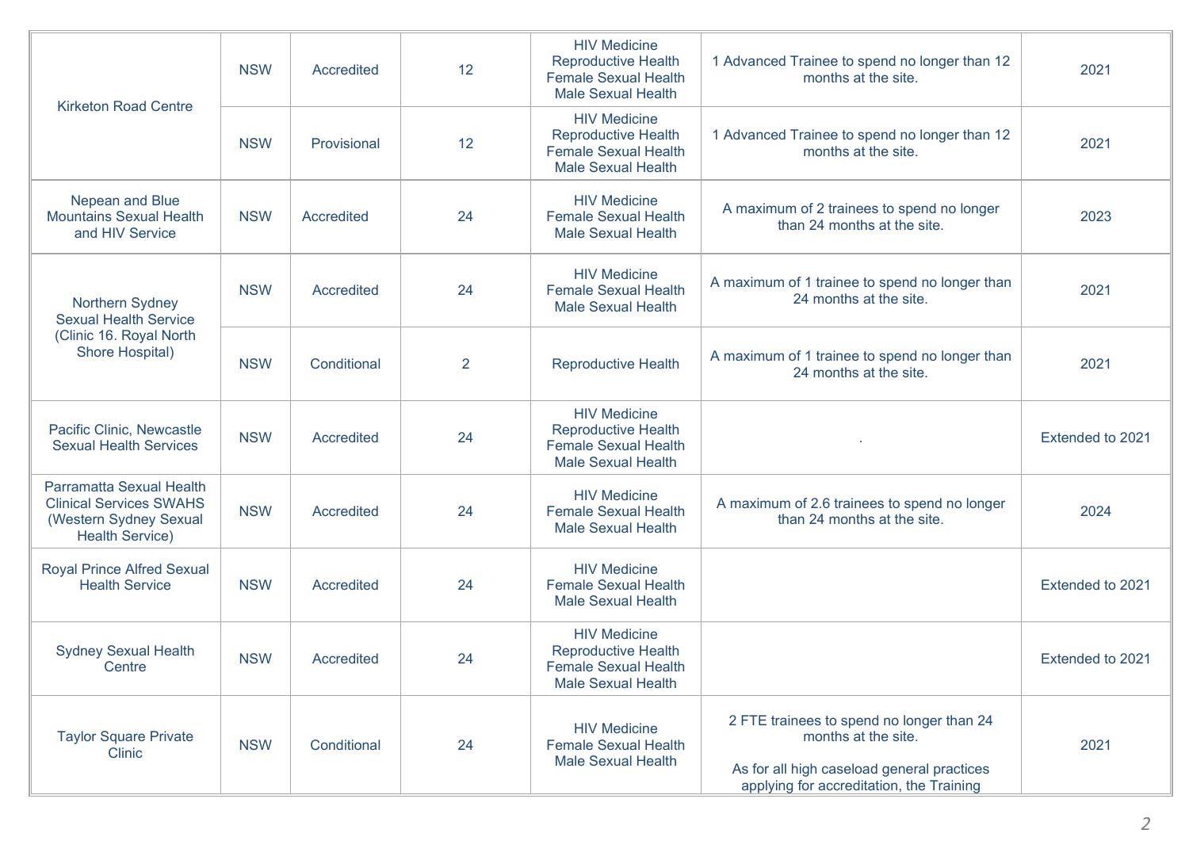| | | | | | | |
|---|---|---|---|---|---|---|
| Kirketon Road Centre | NSW | Accredited | 12 | HIV Medicine<br>Reproductive Health<br>Female Sexual Health<br>Male Sexual Health | 1 Advanced Trainee to spend no longer than 12 months at the site. | 2021 |
| | NSW | Provisional | 12 | HIV Medicine<br>Reproductive Health<br>Female Sexual Health<br>Male Sexual Health | 1 Advanced Trainee to spend no longer than 12 months at the site. | 2021 |
| Nepean and Blue Mountains Sexual Health and HIV Service | NSW | Accredited | 24 | HIV Medicine<br>Female Sexual Health<br>Male Sexual Health | A maximum of 2 trainees to spend no longer than 24 months at the site. | 2023 |
| Northern Sydney Sexual Health Service (Clinic 16. Royal North Shore Hospital) | NSW | Accredited | 24 | HIV Medicine<br>Female Sexual Health<br>Male Sexual Health | A maximum of 1 trainee to spend no longer than 24 months at the site. | 2021 |
| | NSW | Conditional | 2 | Reproductive Health | A maximum of 1 trainee to spend no longer than 24 months at the site. | 2021 |
| Pacific Clinic, Newcastle Sexual Health Services | NSW | Accredited | 24 | HIV Medicine<br>Reproductive Health<br>Female Sexual Health<br>Male Sexual Health | . | Extended to 2021 |
| Parramatta Sexual Health Clinical Services SWAHS (Western Sydney Sexual Health Service) | NSW | Accredited | 24 | HIV Medicine<br>Female Sexual Health<br>Male Sexual Health | A maximum of 2.6 trainees to spend no longer than 24 months at the site. | 2024 |
| Royal Prince Alfred Sexual Health Service | NSW | Accredited | 24 | HIV Medicine<br>Female Sexual Health<br>Male Sexual Health | | Extended to 2021 |
| Sydney Sexual Health Centre | NSW | Accredited | 24 | HIV Medicine<br>Reproductive Health<br>Female Sexual Health<br>Male Sexual Health | | Extended to 2021 |
| Taylor Square Private Clinic | NSW | Conditional | 24 | HIV Medicine<br>Female Sexual Health<br>Male Sexual Health | 2 FTE trainees to spend no longer than 24 months at the site.<br><br>As for all high caseload general practices applying for accreditation, the Training | 2021 |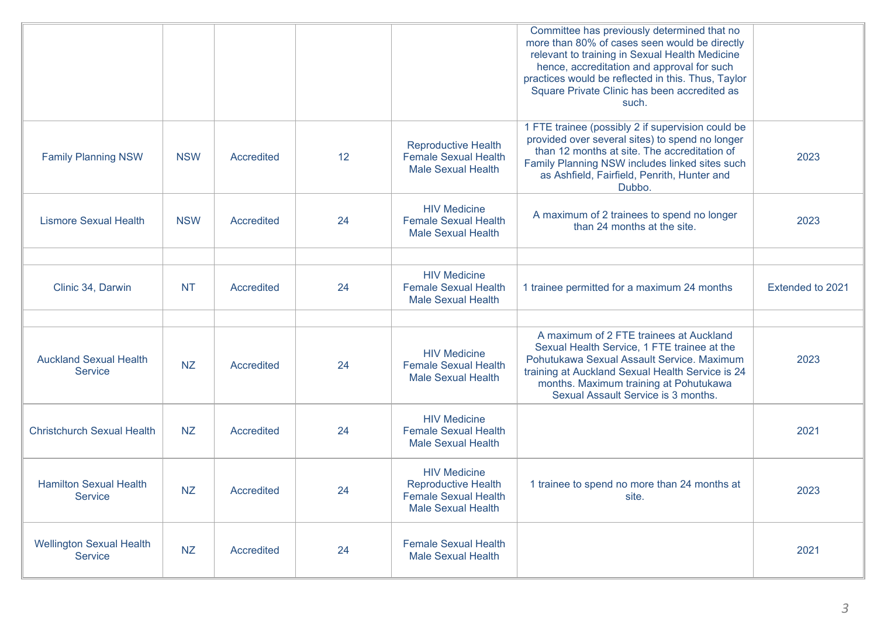|  |  |  |  |  | Committee has previously determined that no more than 80% of cases seen would be directly relevant to training in Sexual Health Medicine hence, accreditation and approval for such practices would be reflected in this. Thus, Taylor Square Private Clinic has been accredited as such. |  |
|---|---|---|---|---|---|---|
| Family Planning NSW | NSW | Accredited | 12 | Reproductive Health<br>Female Sexual Health<br>Male Sexual Health | 1 FTE trainee (possibly 2 if supervision could be provided over several sites) to spend no longer than 12 months at site. The accreditation of Family Planning NSW includes linked sites such as Ashfield, Fairfield, Penrith, Hunter and Dubbo. | 2023 |
| Lismore Sexual Health | NSW | Accredited | 24 | HIV Medicine<br>Female Sexual Health<br>Male Sexual Health | A maximum of 2 trainees to spend no longer than 24 months at the site. | 2023 |
|  |  |  |  |  |  |  |
| Clinic 34, Darwin | NT | Accredited | 24 | HIV Medicine<br>Female Sexual Health<br>Male Sexual Health | 1 trainee permitted for a maximum 24 months | Extended to 2021 |
|  |  |  |  |  |  |  |
| Auckland Sexual Health Service | NZ | Accredited | 24 | HIV Medicine<br>Female Sexual Health<br>Male Sexual Health | A maximum of 2 FTE trainees at Auckland Sexual Health Service, 1 FTE trainee at the Pohutukawa Sexual Assault Service. Maximum training at Auckland Sexual Health Service is 24 months. Maximum training at Pohutukawa Sexual Assault Service is 3 months. | 2023 |
| Christchurch Sexual Health | NZ | Accredited | 24 | HIV Medicine<br>Female Sexual Health<br>Male Sexual Health |  | 2021 |
| Hamilton Sexual Health Service | NZ | Accredited | 24 | HIV Medicine<br>Reproductive Health<br>Female Sexual Health<br>Male Sexual Health | 1 trainee to spend no more than 24 months at site. | 2023 |
| Wellington Sexual Health Service | NZ | Accredited | 24 | Female Sexual Health<br>Male Sexual Health |  | 2021 |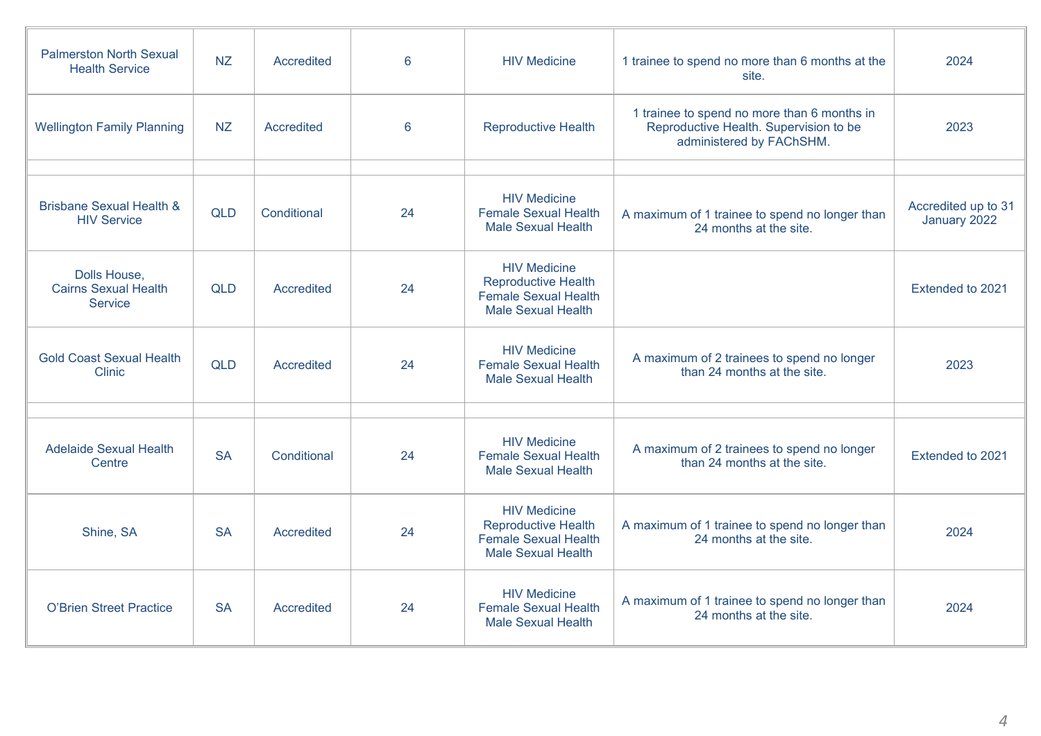| | | | | | | |
|---|---|---|---|---|---|---|
| Palmerston North Sexual Health Service | NZ | Accredited | 6 | HIV Medicine | 1 trainee to spend no more than 6 months at the site. | 2024 |
| Wellington Family Planning | NZ | Accredited | 6 | Reproductive Health | 1 trainee to spend no more than 6 months in Reproductive Health. Supervision to be administered by FAChSHM. | 2023 |
| | | | | | | |
| Brisbane Sexual Health & HIV Service | QLD | Conditional | 24 | HIV Medicine<br>Female Sexual Health<br>Male Sexual Health | A maximum of 1 trainee to spend no longer than 24 months at the site. | Accredited up to 31 January 2022 |
| Dolls House,<br>Cairns Sexual Health Service | QLD | Accredited | 24 | HIV Medicine<br>Reproductive Health<br>Female Sexual Health<br>Male Sexual Health | | Extended to 2021 |
| Gold Coast Sexual Health Clinic | QLD | Accredited | 24 | HIV Medicine<br>Female Sexual Health<br>Male Sexual Health | A maximum of 2 trainees to spend no longer than 24 months at the site. | 2023 |
| | | | | | | |
| Adelaide Sexual Health Centre | SA | Conditional | 24 | HIV Medicine<br>Female Sexual Health<br>Male Sexual Health | A maximum of 2 trainees to spend no longer than 24 months at the site. | Extended to 2021 |
| Shine, SA | SA | Accredited | 24 | HIV Medicine<br>Reproductive Health<br>Female Sexual Health<br>Male Sexual Health | A maximum of 1 trainee to spend no longer than 24 months at the site. | 2024 |
| O'Brien Street Practice | SA | Accredited | 24 | HIV Medicine<br>Female Sexual Health<br>Male Sexual Health | A maximum of 1 trainee to spend no longer than 24 months at the site. | 2024 |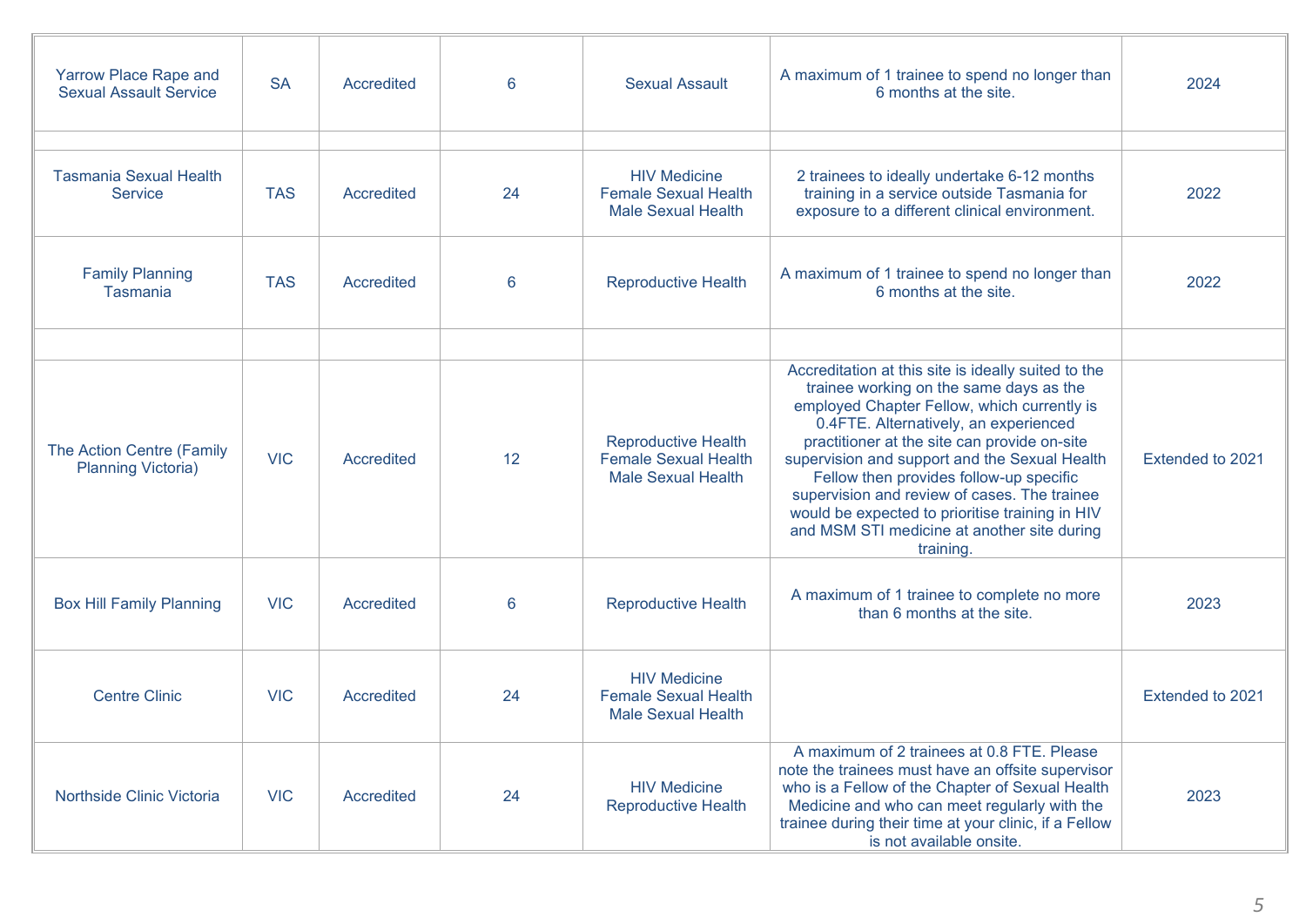| | | | | | | |
|---|---|---|---|---|---|---|
| Yarrow Place Rape and Sexual Assault Service | SA | Accredited | 6 | Sexual Assault | A maximum of 1 trainee to spend no longer than 6 months at the site. | 2024 |
| | | | | | | |
| Tasmania Sexual Health Service | TAS | Accredited | 24 | HIV Medicine<br>Female Sexual Health<br>Male Sexual Health | 2 trainees to ideally undertake 6-12 months training in a service outside Tasmania for exposure to a different clinical environment. | 2022 |
| Family Planning Tasmania | TAS | Accredited | 6 | Reproductive Health | A maximum of 1 trainee to spend no longer than 6 months at the site. | 2022 |
| | | | | | | |
| The Action Centre (Family Planning Victoria) | VIC | Accredited | 12 | Reproductive Health<br>Female Sexual Health<br>Male Sexual Health | Accreditation at this site is ideally suited to the trainee working on the same days as the employed Chapter Fellow, which currently is 0.4FTE. Alternatively, an experienced practitioner at the site can provide on-site supervision and support and the Sexual Health Fellow then provides follow-up specific supervision and review of cases. The trainee would be expected to prioritise training in HIV and MSM STI medicine at another site during training. | Extended to 2021 |
| Box Hill Family Planning | VIC | Accredited | 6 | Reproductive Health | A maximum of 1 trainee to complete no more than 6 months at the site. | 2023 |
| Centre Clinic | VIC | Accredited | 24 | HIV Medicine<br>Female Sexual Health<br>Male Sexual Health | | Extended to 2021 |
| Northside Clinic Victoria | VIC | Accredited | 24 | HIV Medicine<br>Reproductive Health | A maximum of 2 trainees at 0.8 FTE. Please note the trainees must have an offsite supervisor who is a Fellow of the Chapter of Sexual Health Medicine and who can meet regularly with the trainee during their time at your clinic, if a Fellow is not available onsite. | 2023 |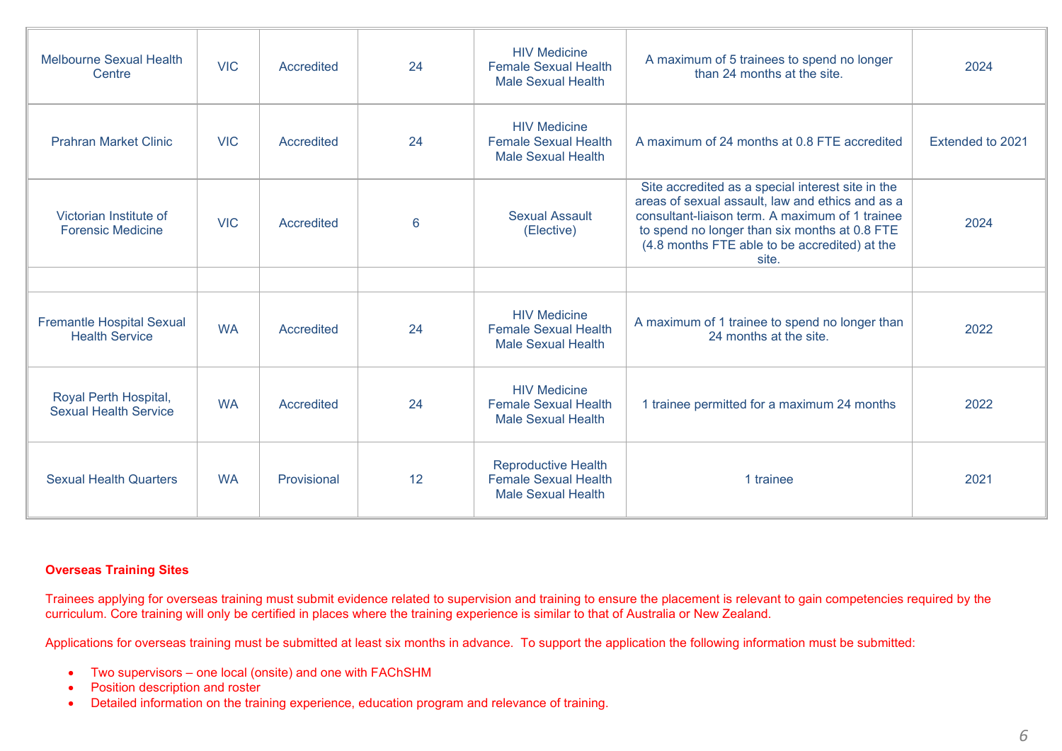| | | | | | | |
|---|---|---|---|---|---|---|
| Melbourne Sexual Health Centre | VIC | Accredited | 24 | HIV Medicine<br>Female Sexual Health<br>Male Sexual Health | A maximum of 5 trainees to spend no longer than 24 months at the site. | 2024 |
| Prahran Market Clinic | VIC | Accredited | 24 | HIV Medicine<br>Female Sexual Health<br>Male Sexual Health | A maximum of 24 months at 0.8 FTE accredited | Extended to 2021 |
| Victorian Institute of Forensic Medicine | VIC | Accredited | 6 | Sexual Assault (Elective) | Site accredited as a special interest site in the areas of sexual assault, law and ethics and as a consultant-liaison term. A maximum of 1 trainee to spend no longer than six months at 0.8 FTE (4.8 months FTE able to be accredited) at the site. | 2024 |
| | | | | | | |
| Fremantle Hospital Sexual Health Service | WA | Accredited | 24 | HIV Medicine<br>Female Sexual Health<br>Male Sexual Health | A maximum of 1 trainee to spend no longer than 24 months at the site. | 2022 |
| Royal Perth Hospital, Sexual Health Service | WA | Accredited | 24 | HIV Medicine<br>Female Sexual Health<br>Male Sexual Health | 1 trainee permitted for a maximum 24 months | 2022 |
| Sexual Health Quarters | WA | Provisional | 12 | Reproductive Health<br>Female Sexual Health<br>Male Sexual Health | 1 trainee | 2021 |

**Overseas Training Sites**

Trainees applying for overseas training must submit evidence related to supervision and training to ensure the placement is relevant to gain competencies required by the curriculum. Core training will only be certified in places where the training experience is similar to that of Australia or New Zealand.

Applications for overseas training must be submitted at least six months in advance. To support the application the following information must be submitted:

- Two supervisors – one local (onsite) and one with FAChSHM
- Position description and roster
- Detailed information on the training experience, education program and relevance of training.